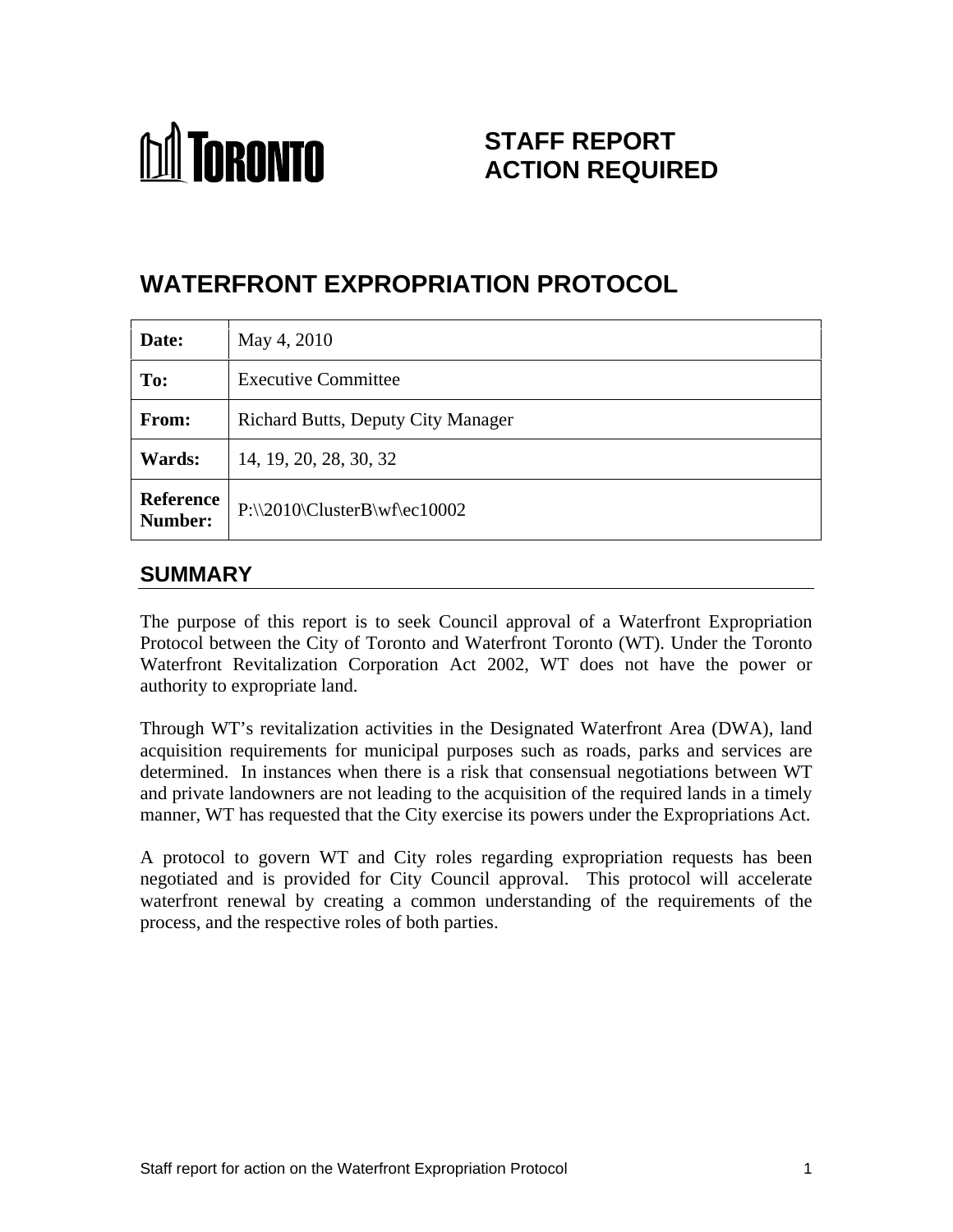**TORONTO**

# STAFF REPORT ACTION REQUIRED

# WATERFRONT EXPROPRIATION PROTOCOL

| | |
|---|---|
| **Date:** | May 4, 2010 |
| **To:** | Executive Committee |
| **From:** | Richard Butts, Deputy City Manager |
| **Wards:** | 14, 19, 20, 28, 30, 32 |
| **Reference Number:** | P:\\2010\ClusterB\wf\ec10002 |

## SUMMARY

The purpose of this report is to seek Council approval of a Waterfront Expropriation Protocol between the City of Toronto and Waterfront Toronto (WT). Under the Toronto Waterfront Revitalization Corporation Act 2002, WT does not have the power or authority to expropriate land.

Through WT's revitalization activities in the Designated Waterfront Area (DWA), land acquisition requirements for municipal purposes such as roads, parks and services are determined. In instances when there is a risk that consensual negotiations between WT and private landowners are not leading to the acquisition of the required lands in a timely manner, WT has requested that the City exercise its powers under the Expropriations Act.

A protocol to govern WT and City roles regarding expropriation requests has been negotiated and is provided for City Council approval. This protocol will accelerate waterfront renewal by creating a common understanding of the requirements of the process, and the respective roles of both parties.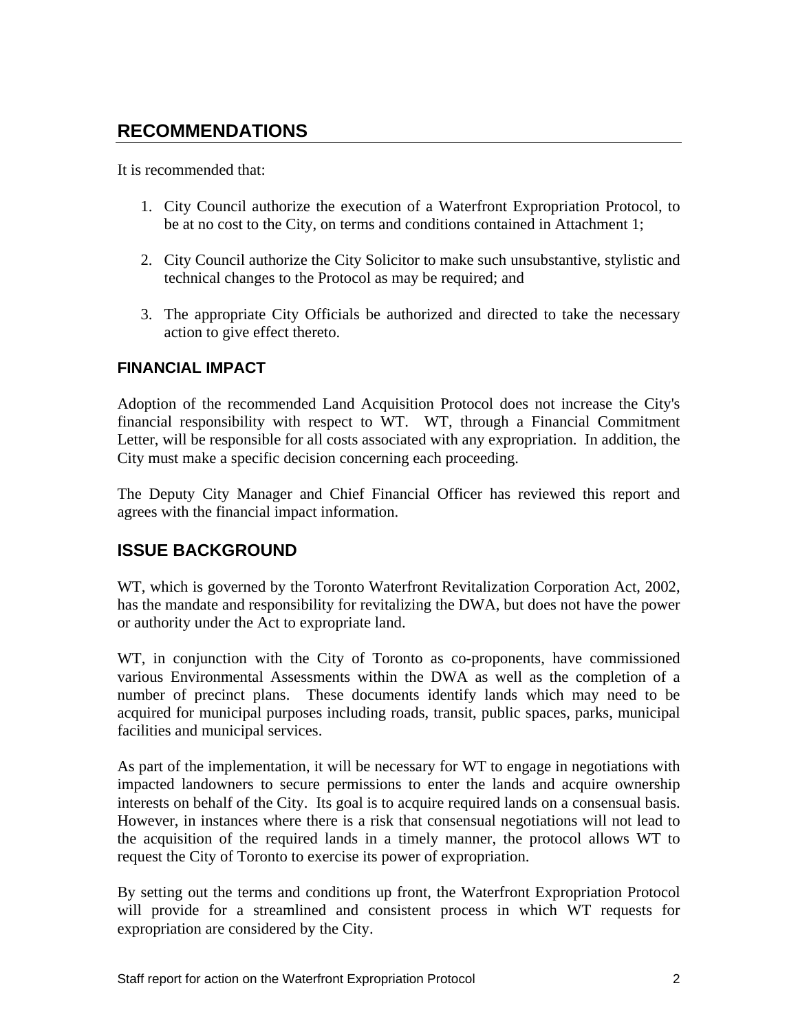## RECOMMENDATIONS

It is recommended that:

1. City Council authorize the execution of a Waterfront Expropriation Protocol, to be at no cost to the City, on terms and conditions contained in Attachment 1;

2. City Council authorize the City Solicitor to make such unsubstantive, stylistic and technical changes to the Protocol as may be required; and

3. The appropriate City Officials be authorized and directed to take the necessary action to give effect thereto.

### FINANCIAL IMPACT

Adoption of the recommended Land Acquisition Protocol does not increase the City's financial responsibility with respect to WT. WT, through a Financial Commitment Letter, will be responsible for all costs associated with any expropriation. In addition, the City must make a specific decision concerning each proceeding.

The Deputy City Manager and Chief Financial Officer has reviewed this report and agrees with the financial impact information.

## ISSUE BACKGROUND

WT, which is governed by the Toronto Waterfront Revitalization Corporation Act, 2002, has the mandate and responsibility for revitalizing the DWA, but does not have the power or authority under the Act to expropriate land.

WT, in conjunction with the City of Toronto as co-proponents, have commissioned various Environmental Assessments within the DWA as well as the completion of a number of precinct plans. These documents identify lands which may need to be acquired for municipal purposes including roads, transit, public spaces, parks, municipal facilities and municipal services.

As part of the implementation, it will be necessary for WT to engage in negotiations with impacted landowners to secure permissions to enter the lands and acquire ownership interests on behalf of the City. Its goal is to acquire required lands on a consensual basis. However, in instances where there is a risk that consensual negotiations will not lead to the acquisition of the required lands in a timely manner, the protocol allows WT to request the City of Toronto to exercise its power of expropriation.

By setting out the terms and conditions up front, the Waterfront Expropriation Protocol will provide for a streamlined and consistent process in which WT requests for expropriation are considered by the City.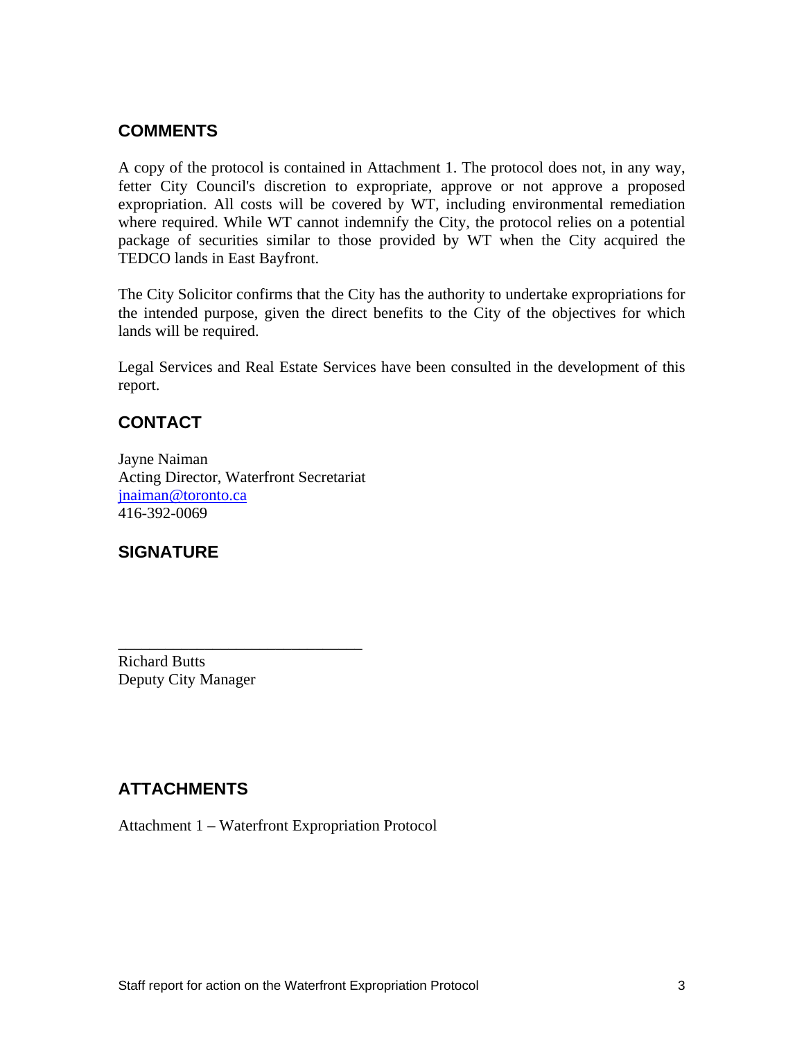## COMMENTS

A copy of the protocol is contained in Attachment 1. The protocol does not, in any way, fetter City Council's discretion to expropriate, approve or not approve a proposed expropriation. All costs will be covered by WT, including environmental remediation where required. While WT cannot indemnify the City, the protocol relies on a potential package of securities similar to those provided by WT when the City acquired the TEDCO lands in East Bayfront.

The City Solicitor confirms that the City has the authority to undertake expropriations for the intended purpose, given the direct benefits to the City of the objectives for which lands will be required.

Legal Services and Real Estate Services have been consulted in the development of this report.

## CONTACT

Jayne Naiman
Acting Director, Waterfront Secretariat
jnaiman@toronto.ca
416-392-0069

## SIGNATURE

_______________________________
Richard Butts
Deputy City Manager

## ATTACHMENTS

Attachment 1 – Waterfront Expropriation Protocol